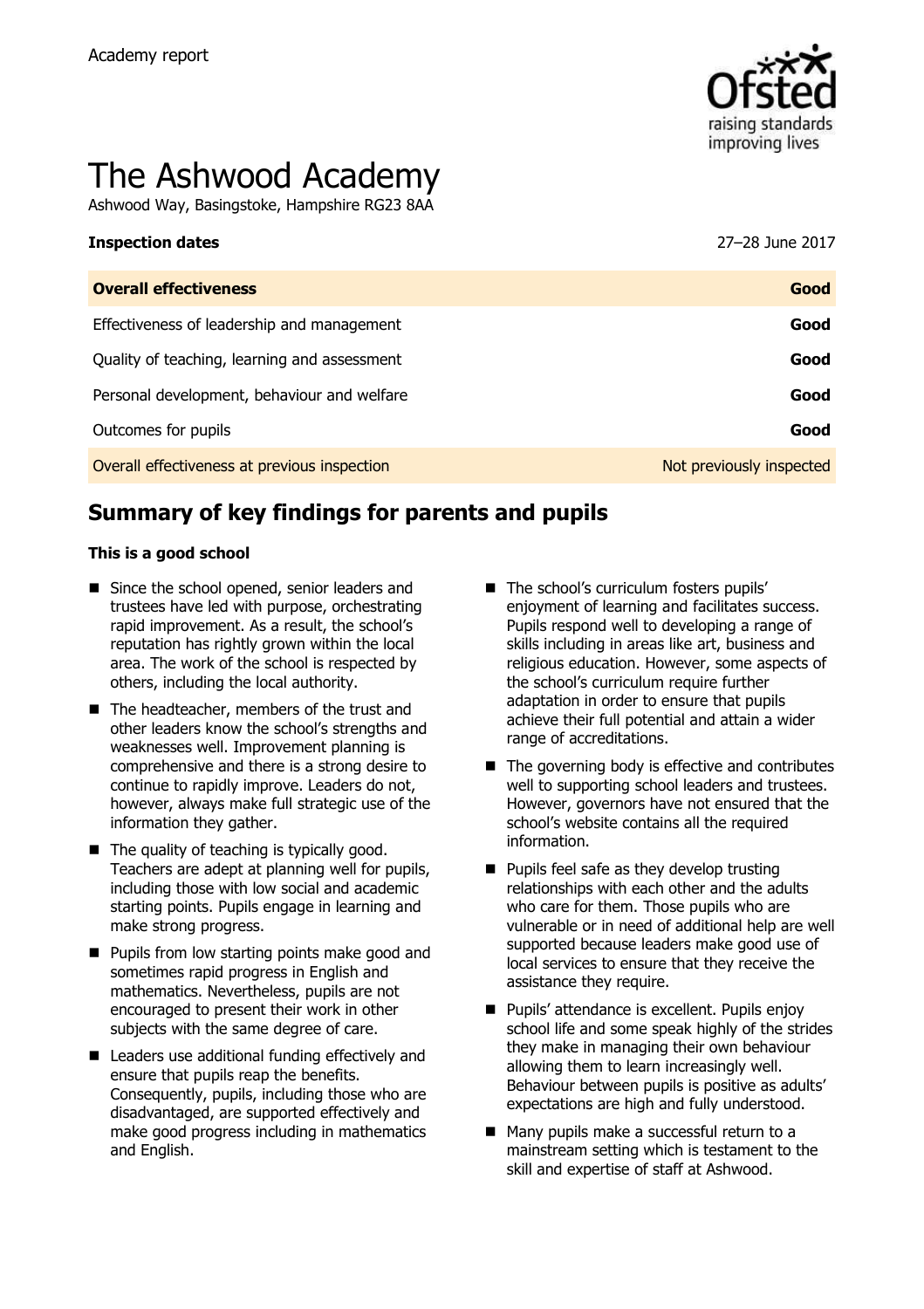Academy report

# The Ashwood Academy

Ashwood Way, Basingstoke, Hampshire RG23 8AA

| Inspection dates | 27–28 June 2017 |
|---|---|
| **Overall effectiveness** | **Good** |
| Effectiveness of leadership and management | **Good** |
| Quality of teaching, learning and assessment | **Good** |
| Personal development, behaviour and welfare | **Good** |
| Outcomes for pupils | **Good** |
| Overall effectiveness at previous inspection | Not previously inspected |

## Summary of key findings for parents and pupils

**This is a good school**

- Since the school opened, senior leaders and trustees have led with purpose, orchestrating rapid improvement. As a result, the school's reputation has rightly grown within the local area. The work of the school is respected by others, including the local authority.
- The headteacher, members of the trust and other leaders know the school's strengths and weaknesses well. Improvement planning is comprehensive and there is a strong desire to continue to rapidly improve. Leaders do not, however, always make full strategic use of the information they gather.
- The quality of teaching is typically good. Teachers are adept at planning well for pupils, including those with low social and academic starting points. Pupils engage in learning and make strong progress.
- Pupils from low starting points make good and sometimes rapid progress in English and mathematics. Nevertheless, pupils are not encouraged to present their work in other subjects with the same degree of care.
- Leaders use additional funding effectively and ensure that pupils reap the benefits. Consequently, pupils, including those who are disadvantaged, are supported effectively and make good progress including in mathematics and English.
- The school's curriculum fosters pupils' enjoyment of learning and facilitates success. Pupils respond well to developing a range of skills including in areas like art, business and religious education. However, some aspects of the school's curriculum require further adaptation in order to ensure that pupils achieve their full potential and attain a wider range of accreditations.
- The governing body is effective and contributes well to supporting school leaders and trustees. However, governors have not ensured that the school's website contains all the required information.
- Pupils feel safe as they develop trusting relationships with each other and the adults who care for them. Those pupils who are vulnerable or in need of additional help are well supported because leaders make good use of local services to ensure that they receive the assistance they require.
- Pupils' attendance is excellent. Pupils enjoy school life and some speak highly of the strides they make in managing their own behaviour allowing them to learn increasingly well. Behaviour between pupils is positive as adults' expectations are high and fully understood.
- Many pupils make a successful return to a mainstream setting which is testament to the skill and expertise of staff at Ashwood.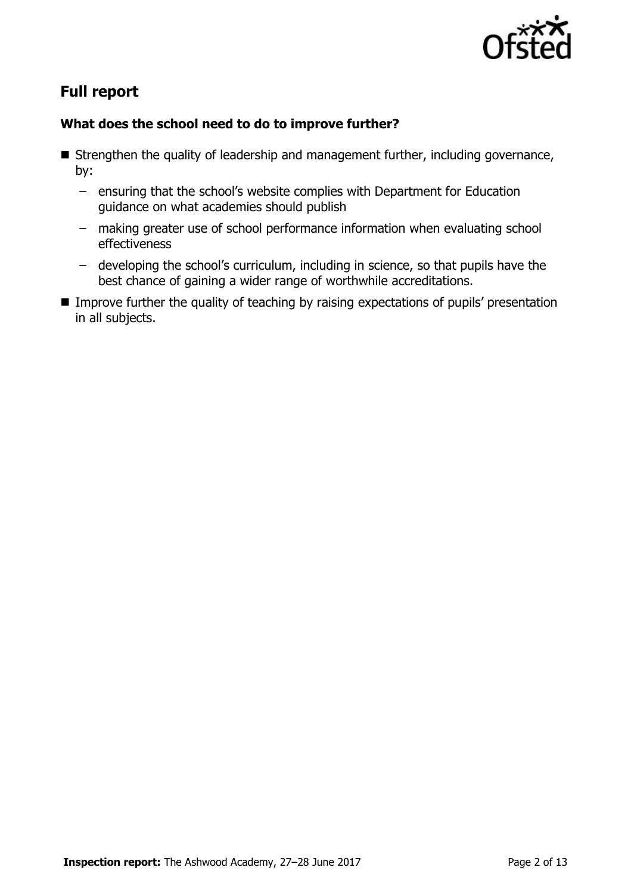## Full report

### What does the school need to do to improve further?

- Strengthen the quality of leadership and management further, including governance, by:
  - ensuring that the school's website complies with Department for Education guidance on what academies should publish
  - making greater use of school performance information when evaluating school effectiveness
  - developing the school's curriculum, including in science, so that pupils have the best chance of gaining a wider range of worthwhile accreditations.
- Improve further the quality of teaching by raising expectations of pupils' presentation in all subjects.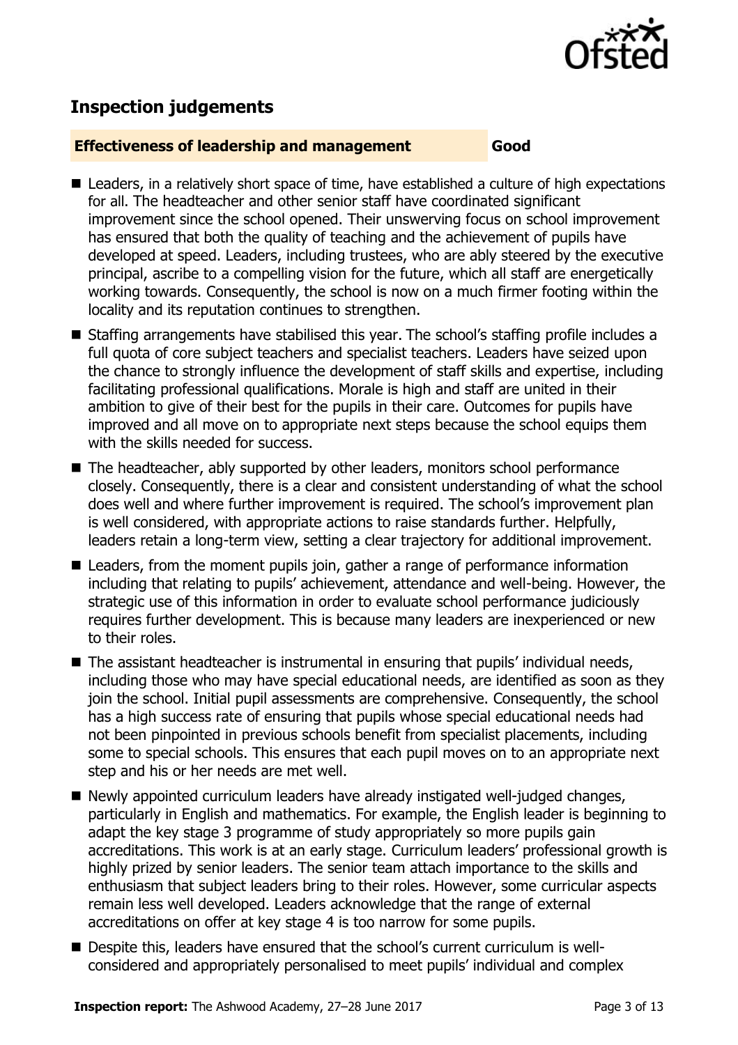## Inspection judgements

| Effectiveness of leadership and management | Good |
| --- | --- |

- Leaders, in a relatively short space of time, have established a culture of high expectations for all. The headteacher and other senior staff have coordinated significant improvement since the school opened. Their unswerving focus on school improvement has ensured that both the quality of teaching and the achievement of pupils have developed at speed. Leaders, including trustees, who are ably steered by the executive principal, ascribe to a compelling vision for the future, which all staff are energetically working towards. Consequently, the school is now on a much firmer footing within the locality and its reputation continues to strengthen.
- Staffing arrangements have stabilised this year. The school's staffing profile includes a full quota of core subject teachers and specialist teachers. Leaders have seized upon the chance to strongly influence the development of staff skills and expertise, including facilitating professional qualifications. Morale is high and staff are united in their ambition to give of their best for the pupils in their care. Outcomes for pupils have improved and all move on to appropriate next steps because the school equips them with the skills needed for success.
- The headteacher, ably supported by other leaders, monitors school performance closely. Consequently, there is a clear and consistent understanding of what the school does well and where further improvement is required. The school's improvement plan is well considered, with appropriate actions to raise standards further. Helpfully, leaders retain a long-term view, setting a clear trajectory for additional improvement.
- Leaders, from the moment pupils join, gather a range of performance information including that relating to pupils' achievement, attendance and well-being. However, the strategic use of this information in order to evaluate school performance judiciously requires further development. This is because many leaders are inexperienced or new to their roles.
- The assistant headteacher is instrumental in ensuring that pupils' individual needs, including those who may have special educational needs, are identified as soon as they join the school. Initial pupil assessments are comprehensive. Consequently, the school has a high success rate of ensuring that pupils whose special educational needs had not been pinpointed in previous schools benefit from specialist placements, including some to special schools. This ensures that each pupil moves on to an appropriate next step and his or her needs are met well.
- Newly appointed curriculum leaders have already instigated well-judged changes, particularly in English and mathematics. For example, the English leader is beginning to adapt the key stage 3 programme of study appropriately so more pupils gain accreditations. This work is at an early stage. Curriculum leaders' professional growth is highly prized by senior leaders. The senior team attach importance to the skills and enthusiasm that subject leaders bring to their roles. However, some curricular aspects remain less well developed. Leaders acknowledge that the range of external accreditations on offer at key stage 4 is too narrow for some pupils.
- Despite this, leaders have ensured that the school's current curriculum is well-considered and appropriately personalised to meet pupils' individual and complex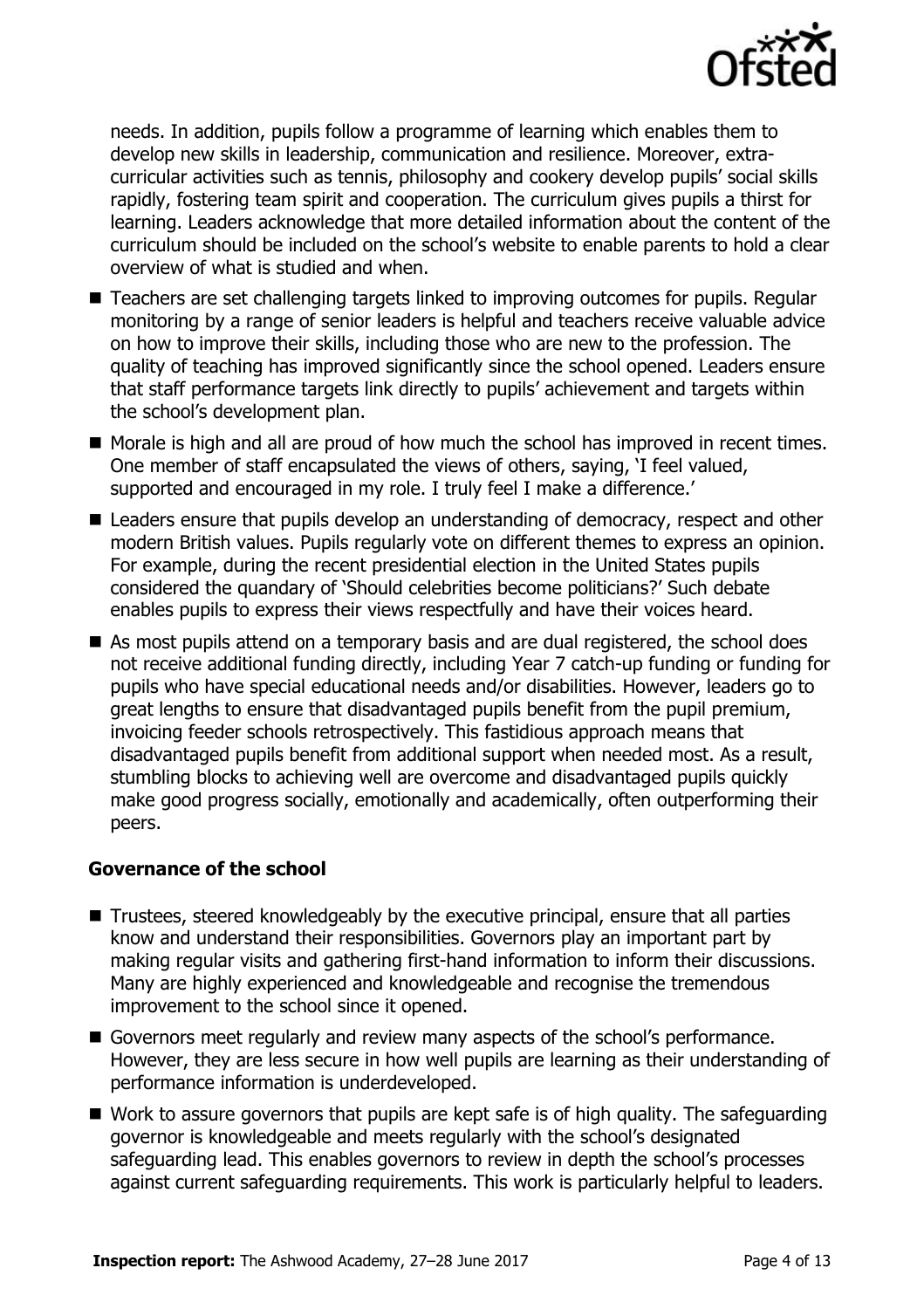needs. In addition, pupils follow a programme of learning which enables them to develop new skills in leadership, communication and resilience. Moreover, extra-curricular activities such as tennis, philosophy and cookery develop pupils' social skills rapidly, fostering team spirit and cooperation. The curriculum gives pupils a thirst for learning. Leaders acknowledge that more detailed information about the content of the curriculum should be included on the school's website to enable parents to hold a clear overview of what is studied and when.

- Teachers are set challenging targets linked to improving outcomes for pupils. Regular monitoring by a range of senior leaders is helpful and teachers receive valuable advice on how to improve their skills, including those who are new to the profession. The quality of teaching has improved significantly since the school opened. Leaders ensure that staff performance targets link directly to pupils' achievement and targets within the school's development plan.
- Morale is high and all are proud of how much the school has improved in recent times. One member of staff encapsulated the views of others, saying, 'I feel valued, supported and encouraged in my role. I truly feel I make a difference.'
- Leaders ensure that pupils develop an understanding of democracy, respect and other modern British values. Pupils regularly vote on different themes to express an opinion. For example, during the recent presidential election in the United States pupils considered the quandary of 'Should celebrities become politicians?' Such debate enables pupils to express their views respectfully and have their voices heard.
- As most pupils attend on a temporary basis and are dual registered, the school does not receive additional funding directly, including Year 7 catch-up funding or funding for pupils who have special educational needs and/or disabilities. However, leaders go to great lengths to ensure that disadvantaged pupils benefit from the pupil premium, invoicing feeder schools retrospectively. This fastidious approach means that disadvantaged pupils benefit from additional support when needed most. As a result, stumbling blocks to achieving well are overcome and disadvantaged pupils quickly make good progress socially, emotionally and academically, often outperforming their peers.

### Governance of the school

- Trustees, steered knowledgeably by the executive principal, ensure that all parties know and understand their responsibilities. Governors play an important part by making regular visits and gathering first-hand information to inform their discussions. Many are highly experienced and knowledgeable and recognise the tremendous improvement to the school since it opened.
- Governors meet regularly and review many aspects of the school's performance. However, they are less secure in how well pupils are learning as their understanding of performance information is underdeveloped.
- Work to assure governors that pupils are kept safe is of high quality. The safeguarding governor is knowledgeable and meets regularly with the school's designated safeguarding lead. This enables governors to review in depth the school's processes against current safeguarding requirements. This work is particularly helpful to leaders.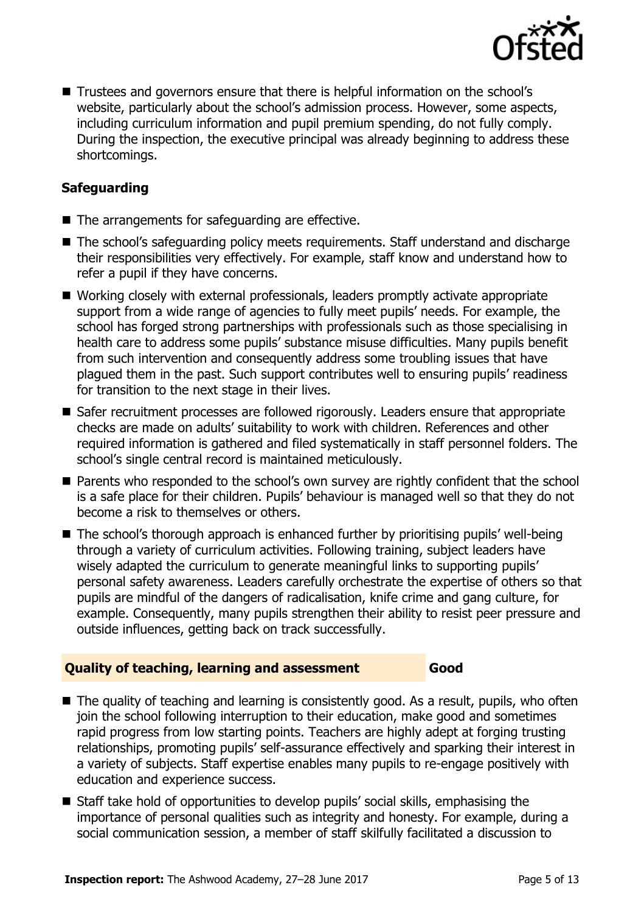- Trustees and governors ensure that there is helpful information on the school's website, particularly about the school's admission process. However, some aspects, including curriculum information and pupil premium spending, do not fully comply. During the inspection, the executive principal was already beginning to address these shortcomings.

### Safeguarding

- The arrangements for safeguarding are effective.
- The school's safeguarding policy meets requirements. Staff understand and discharge their responsibilities very effectively. For example, staff know and understand how to refer a pupil if they have concerns.
- Working closely with external professionals, leaders promptly activate appropriate support from a wide range of agencies to fully meet pupils' needs. For example, the school has forged strong partnerships with professionals such as those specialising in health care to address some pupils' substance misuse difficulties. Many pupils benefit from such intervention and consequently address some troubling issues that have plagued them in the past. Such support contributes well to ensuring pupils' readiness for transition to the next stage in their lives.
- Safer recruitment processes are followed rigorously. Leaders ensure that appropriate checks are made on adults' suitability to work with children. References and other required information is gathered and filed systematically in staff personnel folders. The school's single central record is maintained meticulously.
- Parents who responded to the school's own survey are rightly confident that the school is a safe place for their children. Pupils' behaviour is managed well so that they do not become a risk to themselves or others.
- The school's thorough approach is enhanced further by prioritising pupils' well-being through a variety of curriculum activities. Following training, subject leaders have wisely adapted the curriculum to generate meaningful links to supporting pupils' personal safety awareness. Leaders carefully orchestrate the expertise of others so that pupils are mindful of the dangers of radicalisation, knife crime and gang culture, for example. Consequently, many pupils strengthen their ability to resist peer pressure and outside influences, getting back on track successfully.

## Quality of teaching, learning and assessment — Good

- The quality of teaching and learning is consistently good. As a result, pupils, who often join the school following interruption to their education, make good and sometimes rapid progress from low starting points. Teachers are highly adept at forging trusting relationships, promoting pupils' self-assurance effectively and sparking their interest in a variety of subjects. Staff expertise enables many pupils to re-engage positively with education and experience success.
- Staff take hold of opportunities to develop pupils' social skills, emphasising the importance of personal qualities such as integrity and honesty. For example, during a social communication session, a member of staff skilfully facilitated a discussion to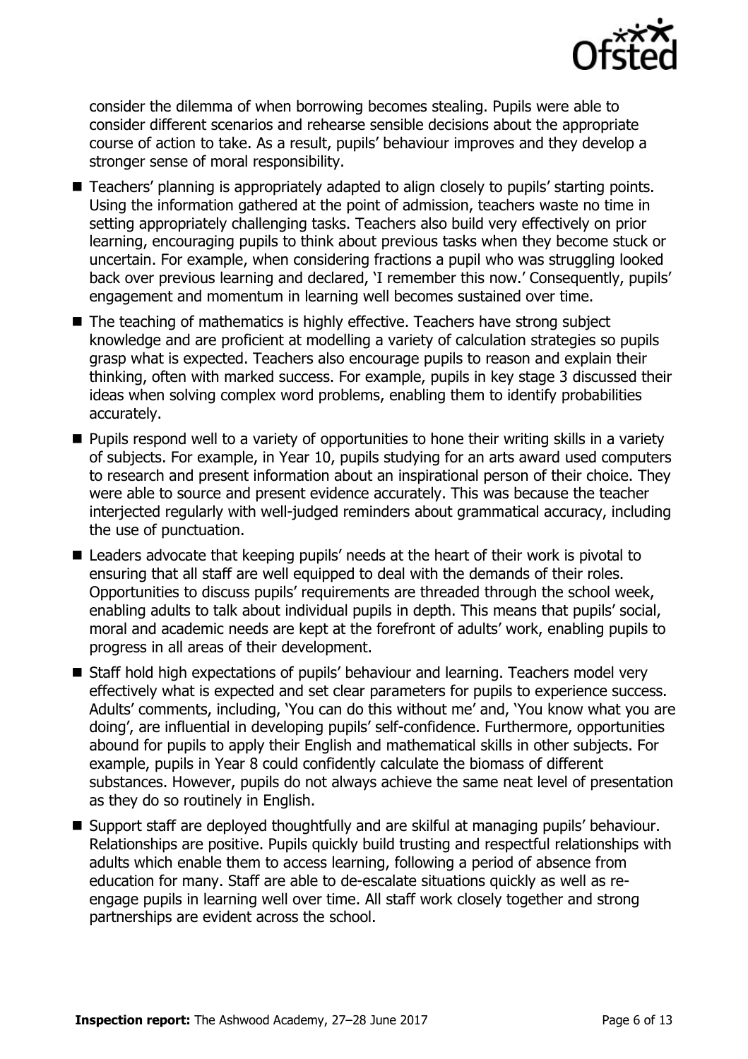consider the dilemma of when borrowing becomes stealing. Pupils were able to consider different scenarios and rehearse sensible decisions about the appropriate course of action to take. As a result, pupils' behaviour improves and they develop a stronger sense of moral responsibility.

- Teachers' planning is appropriately adapted to align closely to pupils' starting points. Using the information gathered at the point of admission, teachers waste no time in setting appropriately challenging tasks. Teachers also build very effectively on prior learning, encouraging pupils to think about previous tasks when they become stuck or uncertain. For example, when considering fractions a pupil who was struggling looked back over previous learning and declared, 'I remember this now.' Consequently, pupils' engagement and momentum in learning well becomes sustained over time.
- The teaching of mathematics is highly effective. Teachers have strong subject knowledge and are proficient at modelling a variety of calculation strategies so pupils grasp what is expected. Teachers also encourage pupils to reason and explain their thinking, often with marked success. For example, pupils in key stage 3 discussed their ideas when solving complex word problems, enabling them to identify probabilities accurately.
- Pupils respond well to a variety of opportunities to hone their writing skills in a variety of subjects. For example, in Year 10, pupils studying for an arts award used computers to research and present information about an inspirational person of their choice. They were able to source and present evidence accurately. This was because the teacher interjected regularly with well-judged reminders about grammatical accuracy, including the use of punctuation.
- Leaders advocate that keeping pupils' needs at the heart of their work is pivotal to ensuring that all staff are well equipped to deal with the demands of their roles. Opportunities to discuss pupils' requirements are threaded through the school week, enabling adults to talk about individual pupils in depth. This means that pupils' social, moral and academic needs are kept at the forefront of adults' work, enabling pupils to progress in all areas of their development.
- Staff hold high expectations of pupils' behaviour and learning. Teachers model very effectively what is expected and set clear parameters for pupils to experience success. Adults' comments, including, 'You can do this without me' and, 'You know what you are doing', are influential in developing pupils' self-confidence. Furthermore, opportunities abound for pupils to apply their English and mathematical skills in other subjects. For example, pupils in Year 8 could confidently calculate the biomass of different substances. However, pupils do not always achieve the same neat level of presentation as they do so routinely in English.
- Support staff are deployed thoughtfully and are skilful at managing pupils' behaviour. Relationships are positive. Pupils quickly build trusting and respectful relationships with adults which enable them to access learning, following a period of absence from education for many. Staff are able to de-escalate situations quickly as well as re-engage pupils in learning well over time. All staff work closely together and strong partnerships are evident across the school.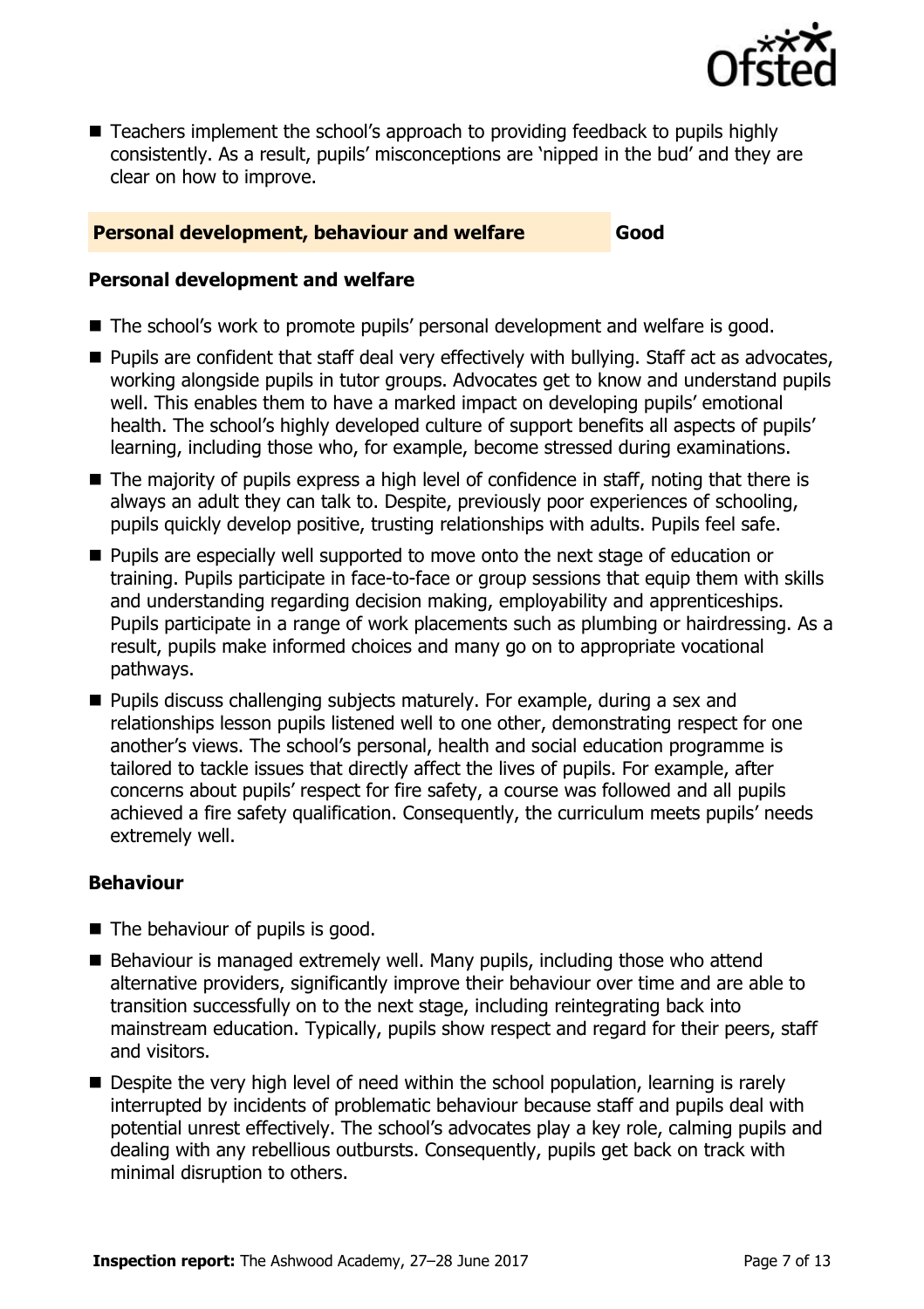- Teachers implement the school's approach to providing feedback to pupils highly consistently. As a result, pupils' misconceptions are 'nipped in the bud' and they are clear on how to improve.

| **Personal development, behaviour and welfare** | **Good** |
|---|---|

### Personal development and welfare

- The school's work to promote pupils' personal development and welfare is good.
- Pupils are confident that staff deal very effectively with bullying. Staff act as advocates, working alongside pupils in tutor groups. Advocates get to know and understand pupils well. This enables them to have a marked impact on developing pupils' emotional health. The school's highly developed culture of support benefits all aspects of pupils' learning, including those who, for example, become stressed during examinations.
- The majority of pupils express a high level of confidence in staff, noting that there is always an adult they can talk to. Despite, previously poor experiences of schooling, pupils quickly develop positive, trusting relationships with adults. Pupils feel safe.
- Pupils are especially well supported to move onto the next stage of education or training. Pupils participate in face-to-face or group sessions that equip them with skills and understanding regarding decision making, employability and apprenticeships. Pupils participate in a range of work placements such as plumbing or hairdressing. As a result, pupils make informed choices and many go on to appropriate vocational pathways.
- Pupils discuss challenging subjects maturely. For example, during a sex and relationships lesson pupils listened well to one other, demonstrating respect for one another's views. The school's personal, health and social education programme is tailored to tackle issues that directly affect the lives of pupils. For example, after concerns about pupils' respect for fire safety, a course was followed and all pupils achieved a fire safety qualification. Consequently, the curriculum meets pupils' needs extremely well.

### Behaviour

- The behaviour of pupils is good.
- Behaviour is managed extremely well. Many pupils, including those who attend alternative providers, significantly improve their behaviour over time and are able to transition successfully on to the next stage, including reintegrating back into mainstream education. Typically, pupils show respect and regard for their peers, staff and visitors.
- Despite the very high level of need within the school population, learning is rarely interrupted by incidents of problematic behaviour because staff and pupils deal with potential unrest effectively. The school's advocates play a key role, calming pupils and dealing with any rebellious outbursts. Consequently, pupils get back on track with minimal disruption to others.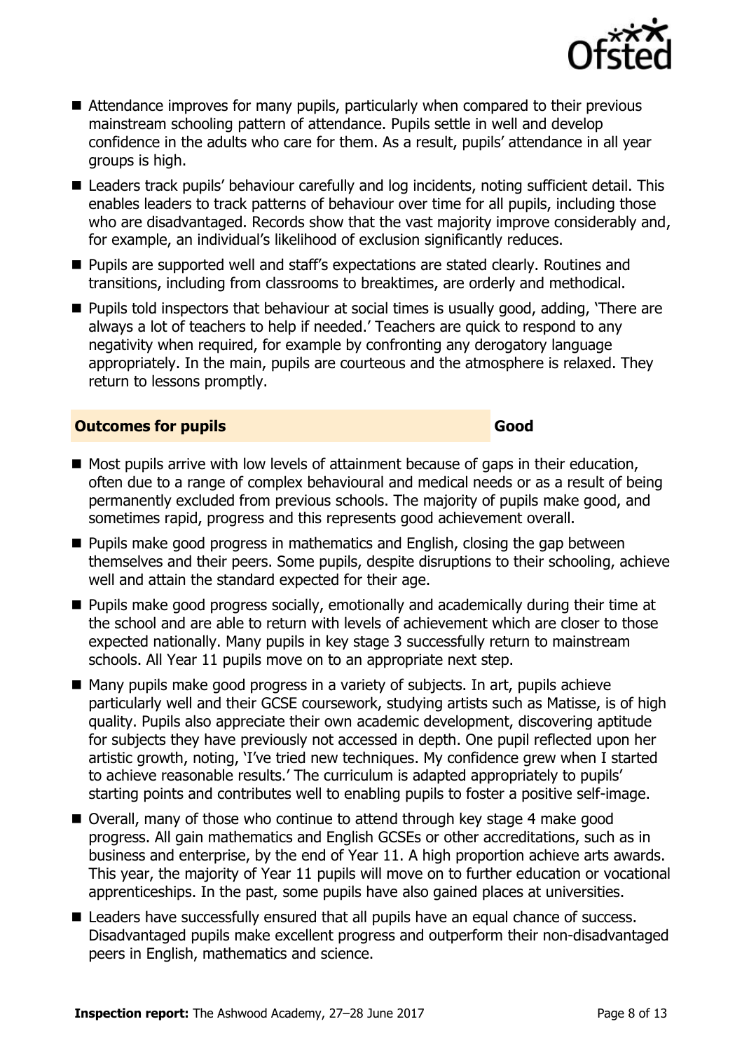- Attendance improves for many pupils, particularly when compared to their previous mainstream schooling pattern of attendance. Pupils settle in well and develop confidence in the adults who care for them. As a result, pupils' attendance in all year groups is high.
- Leaders track pupils' behaviour carefully and log incidents, noting sufficient detail. This enables leaders to track patterns of behaviour over time for all pupils, including those who are disadvantaged. Records show that the vast majority improve considerably and, for example, an individual's likelihood of exclusion significantly reduces.
- Pupils are supported well and staff's expectations are stated clearly. Routines and transitions, including from classrooms to breaktimes, are orderly and methodical.
- Pupils told inspectors that behaviour at social times is usually good, adding, 'There are always a lot of teachers to help if needed.' Teachers are quick to respond to any negativity when required, for example by confronting any derogatory language appropriately. In the main, pupils are courteous and the atmosphere is relaxed. They return to lessons promptly.

## Outcomes for pupils — Good

- Most pupils arrive with low levels of attainment because of gaps in their education, often due to a range of complex behavioural and medical needs or as a result of being permanently excluded from previous schools. The majority of pupils make good, and sometimes rapid, progress and this represents good achievement overall.
- Pupils make good progress in mathematics and English, closing the gap between themselves and their peers. Some pupils, despite disruptions to their schooling, achieve well and attain the standard expected for their age.
- Pupils make good progress socially, emotionally and academically during their time at the school and are able to return with levels of achievement which are closer to those expected nationally. Many pupils in key stage 3 successfully return to mainstream schools. All Year 11 pupils move on to an appropriate next step.
- Many pupils make good progress in a variety of subjects. In art, pupils achieve particularly well and their GCSE coursework, studying artists such as Matisse, is of high quality. Pupils also appreciate their own academic development, discovering aptitude for subjects they have previously not accessed in depth. One pupil reflected upon her artistic growth, noting, 'I've tried new techniques. My confidence grew when I started to achieve reasonable results.' The curriculum is adapted appropriately to pupils' starting points and contributes well to enabling pupils to foster a positive self-image.
- Overall, many of those who continue to attend through key stage 4 make good progress. All gain mathematics and English GCSEs or other accreditations, such as in business and enterprise, by the end of Year 11. A high proportion achieve arts awards. This year, the majority of Year 11 pupils will move on to further education or vocational apprenticeships. In the past, some pupils have also gained places at universities.
- Leaders have successfully ensured that all pupils have an equal chance of success. Disadvantaged pupils make excellent progress and outperform their non-disadvantaged peers in English, mathematics and science.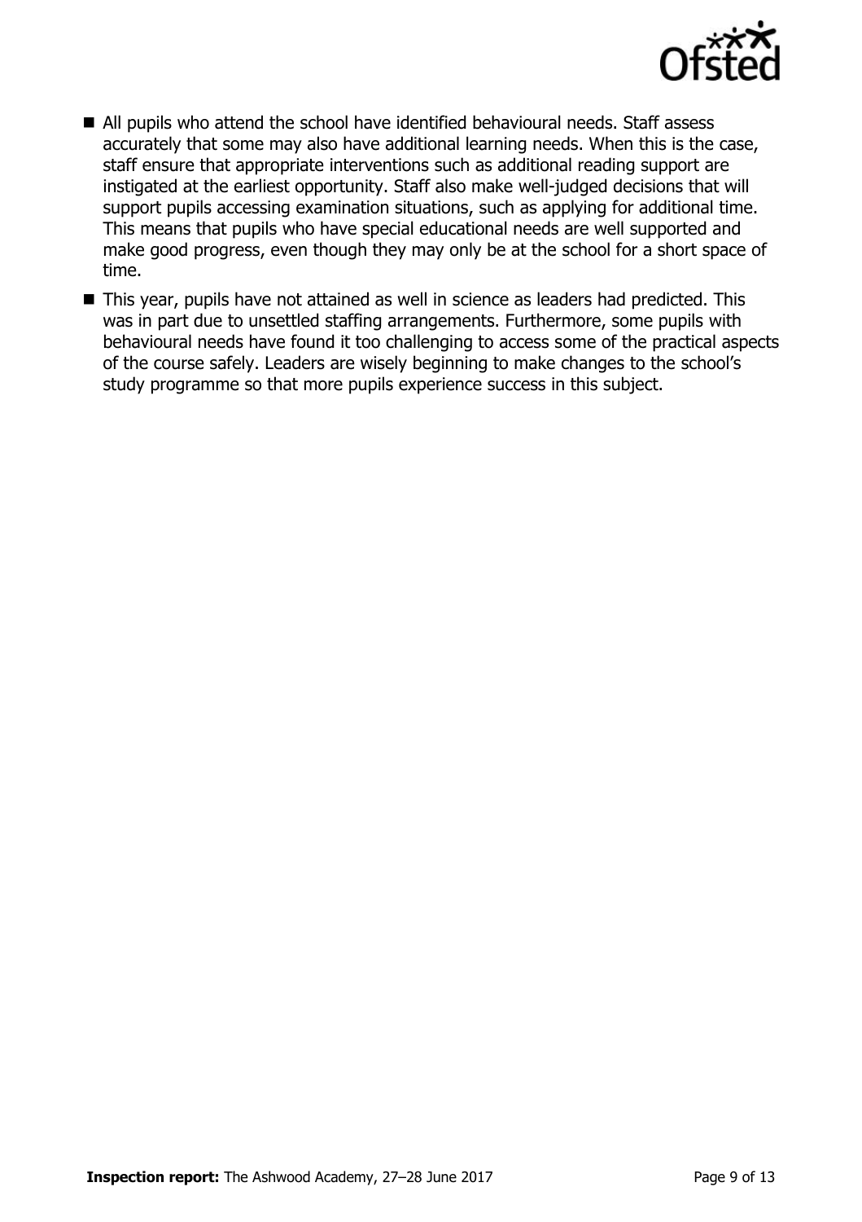- All pupils who attend the school have identified behavioural needs. Staff assess accurately that some may also have additional learning needs. When this is the case, staff ensure that appropriate interventions such as additional reading support are instigated at the earliest opportunity. Staff also make well-judged decisions that will support pupils accessing examination situations, such as applying for additional time. This means that pupils who have special educational needs are well supported and make good progress, even though they may only be at the school for a short space of time.
- This year, pupils have not attained as well in science as leaders had predicted. This was in part due to unsettled staffing arrangements. Furthermore, some pupils with behavioural needs have found it too challenging to access some of the practical aspects of the course safely. Leaders are wisely beginning to make changes to the school's study programme so that more pupils experience success in this subject.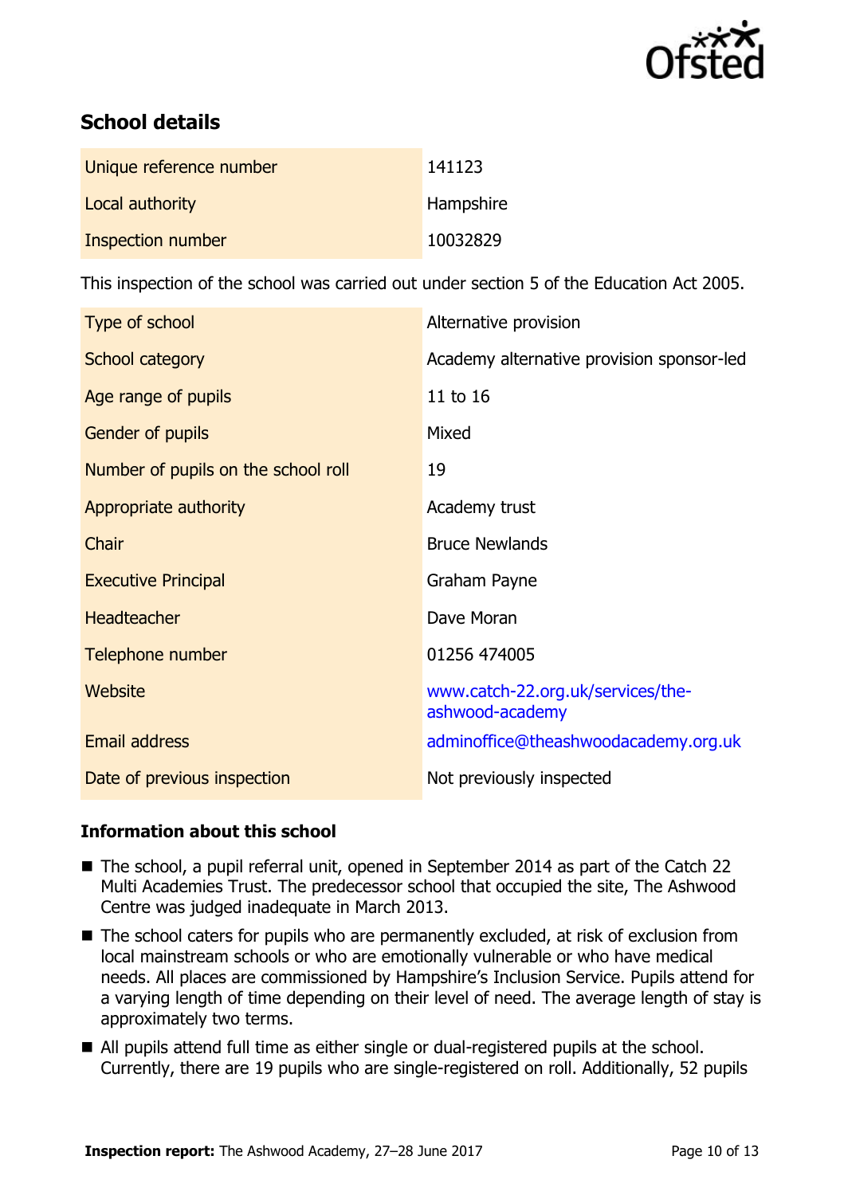## School details

| | |
|---|---|
| Unique reference number | 141123 |
| Local authority | Hampshire |
| Inspection number | 10032829 |

This inspection of the school was carried out under section 5 of the Education Act 2005.

| | |
|---|---|
| Type of school | Alternative provision |
| School category | Academy alternative provision sponsor-led |
| Age range of pupils | 11 to 16 |
| Gender of pupils | Mixed |
| Number of pupils on the school roll | 19 |
| Appropriate authority | Academy trust |
| Chair | Bruce Newlands |
| Executive Principal | Graham Payne |
| Headteacher | Dave Moran |
| Telephone number | 01256 474005 |
| Website | www.catch-22.org.uk/services/the-ashwood-academy |
| Email address | adminoffice@theashwoodacademy.org.uk |
| Date of previous inspection | Not previously inspected |

### Information about this school

- The school, a pupil referral unit, opened in September 2014 as part of the Catch 22 Multi Academies Trust. The predecessor school that occupied the site, The Ashwood Centre was judged inadequate in March 2013.
- The school caters for pupils who are permanently excluded, at risk of exclusion from local mainstream schools or who are emotionally vulnerable or who have medical needs. All places are commissioned by Hampshire's Inclusion Service. Pupils attend for a varying length of time depending on their level of need. The average length of stay is approximately two terms.
- All pupils attend full time as either single or dual-registered pupils at the school. Currently, there are 19 pupils who are single-registered on roll. Additionally, 52 pupils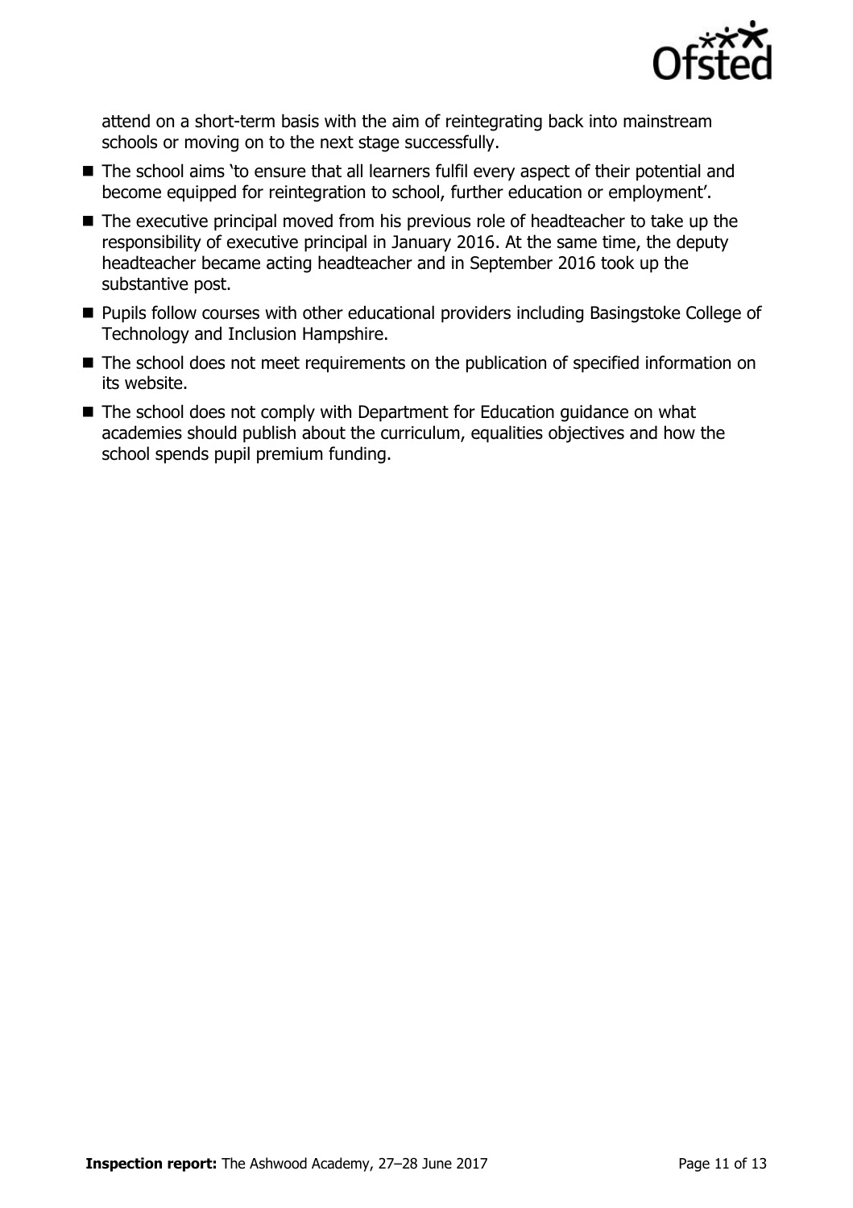attend on a short-term basis with the aim of reintegrating back into mainstream schools or moving on to the next stage successfully.

- The school aims 'to ensure that all learners fulfil every aspect of their potential and become equipped for reintegration to school, further education or employment'.
- The executive principal moved from his previous role of headteacher to take up the responsibility of executive principal in January 2016. At the same time, the deputy headteacher became acting headteacher and in September 2016 took up the substantive post.
- Pupils follow courses with other educational providers including Basingstoke College of Technology and Inclusion Hampshire.
- The school does not meet requirements on the publication of specified information on its website.
- The school does not comply with Department for Education guidance on what academies should publish about the curriculum, equalities objectives and how the school spends pupil premium funding.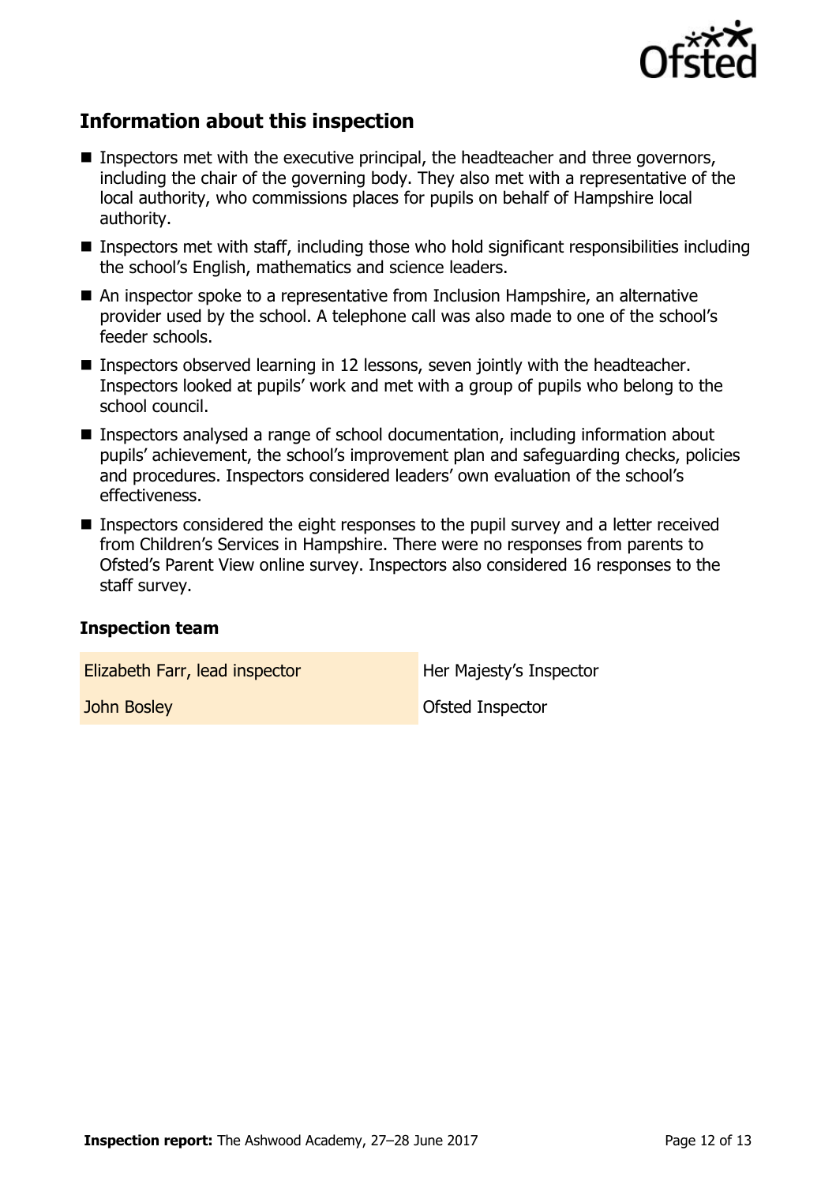## Information about this inspection

- Inspectors met with the executive principal, the headteacher and three governors, including the chair of the governing body. They also met with a representative of the local authority, who commissions places for pupils on behalf of Hampshire local authority.
- Inspectors met with staff, including those who hold significant responsibilities including the school's English, mathematics and science leaders.
- An inspector spoke to a representative from Inclusion Hampshire, an alternative provider used by the school. A telephone call was also made to one of the school's feeder schools.
- Inspectors observed learning in 12 lessons, seven jointly with the headteacher. Inspectors looked at pupils' work and met with a group of pupils who belong to the school council.
- Inspectors analysed a range of school documentation, including information about pupils' achievement, the school's improvement plan and safeguarding checks, policies and procedures. Inspectors considered leaders' own evaluation of the school's effectiveness.
- Inspectors considered the eight responses to the pupil survey and a letter received from Children's Services in Hampshire. There were no responses from parents to Ofsted's Parent View online survey. Inspectors also considered 16 responses to the staff survey.

### Inspection team

| | |
|---|---|
| Elizabeth Farr, lead inspector | Her Majesty's Inspector |
| John Bosley | Ofsted Inspector |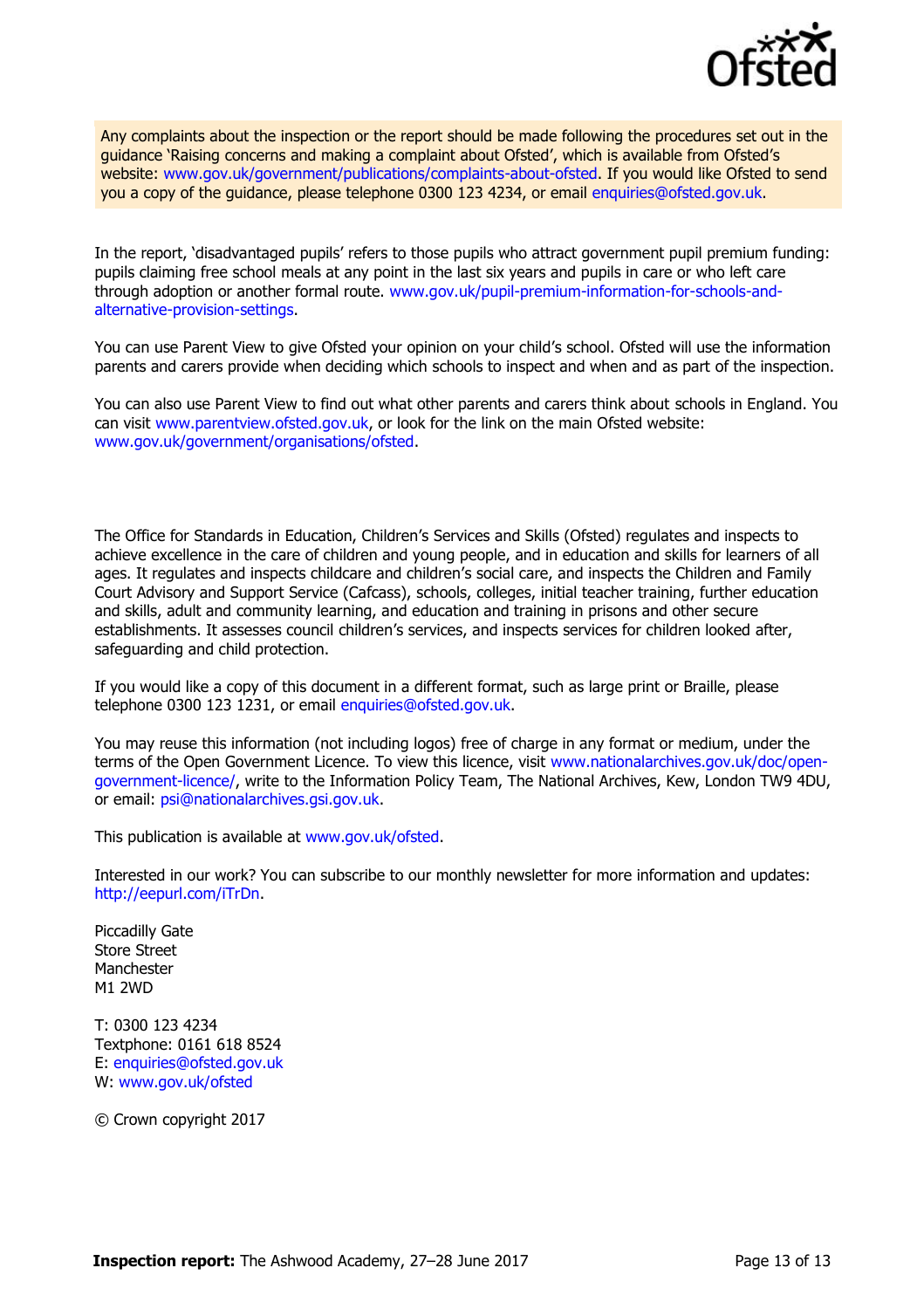Any complaints about the inspection or the report should be made following the procedures set out in the guidance 'Raising concerns and making a complaint about Ofsted', which is available from Ofsted's website: www.gov.uk/government/publications/complaints-about-ofsted. If you would like Ofsted to send you a copy of the guidance, please telephone 0300 123 4234, or email enquiries@ofsted.gov.uk.

In the report, 'disadvantaged pupils' refers to those pupils who attract government pupil premium funding: pupils claiming free school meals at any point in the last six years and pupils in care or who left care through adoption or another formal route. www.gov.uk/pupil-premium-information-for-schools-and-alternative-provision-settings.

You can use Parent View to give Ofsted your opinion on your child's school. Ofsted will use the information parents and carers provide when deciding which schools to inspect and when and as part of the inspection.

You can also use Parent View to find out what other parents and carers think about schools in England. You can visit www.parentview.ofsted.gov.uk, or look for the link on the main Ofsted website: www.gov.uk/government/organisations/ofsted.

The Office for Standards in Education, Children's Services and Skills (Ofsted) regulates and inspects to achieve excellence in the care of children and young people, and in education and skills for learners of all ages. It regulates and inspects childcare and children's social care, and inspects the Children and Family Court Advisory and Support Service (Cafcass), schools, colleges, initial teacher training, further education and skills, adult and community learning, and education and training in prisons and other secure establishments. It assesses council children's services, and inspects services for children looked after, safeguarding and child protection.

If you would like a copy of this document in a different format, such as large print or Braille, please telephone 0300 123 1231, or email enquiries@ofsted.gov.uk.

You may reuse this information (not including logos) free of charge in any format or medium, under the terms of the Open Government Licence. To view this licence, visit www.nationalarchives.gov.uk/doc/open-government-licence/, write to the Information Policy Team, The National Archives, Kew, London TW9 4DU, or email: psi@nationalarchives.gsi.gov.uk.

This publication is available at www.gov.uk/ofsted.

Interested in our work? You can subscribe to our monthly newsletter for more information and updates: http://eepurl.com/iTrDn.

Piccadilly Gate
Store Street
Manchester
M1 2WD

T: 0300 123 4234
Textphone: 0161 618 8524
E: enquiries@ofsted.gov.uk
W: www.gov.uk/ofsted

© Crown copyright 2017